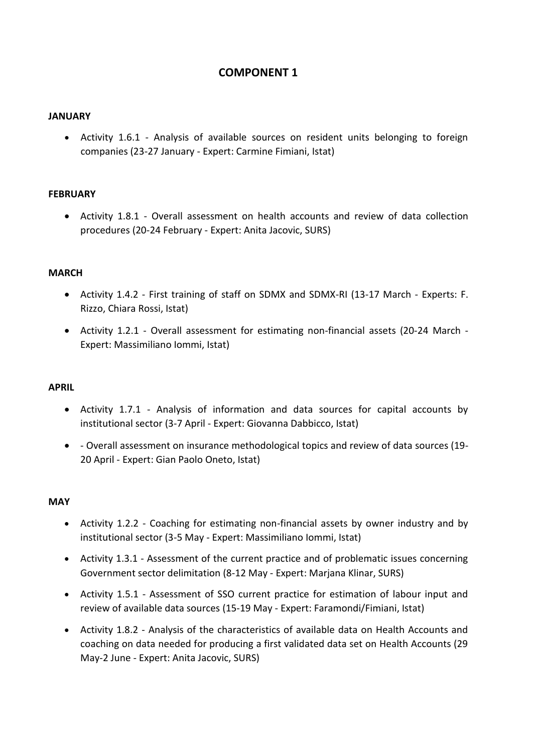# COMPONENT 1

**JANUARY**

- Activity 1.6.1 - Analysis of available sources on resident units belonging to foreign companies (23-27 January - Expert: Carmine Fimiani, Istat)

**FEBRUARY**

- Activity 1.8.1 - Overall assessment on health accounts and review of data collection procedures (20-24 February - Expert: Anita Jacovic, SURS)

**MARCH**

- Activity 1.4.2 - First training of staff on SDMX and SDMX-RI (13-17 March - Experts: F. Rizzo, Chiara Rossi, Istat)
- Activity 1.2.1 - Overall assessment for estimating non-financial assets (20-24 March - Expert: Massimiliano Iommi, Istat)

**APRIL**

- Activity 1.7.1 - Analysis of information and data sources for capital accounts by institutional sector (3-7 April - Expert: Giovanna Dabbicco, Istat)
- - Overall assessment on insurance methodological topics and review of data sources (19-20 April - Expert: Gian Paolo Oneto, Istat)

**MAY**

- Activity 1.2.2 - Coaching for estimating non-financial assets by owner industry and by institutional sector (3-5 May - Expert: Massimiliano Iommi, Istat)
- Activity 1.3.1 - Assessment of the current practice and of problematic issues concerning Government sector delimitation (8-12 May - Expert: Marjana Klinar, SURS)
- Activity 1.5.1 - Assessment of SSO current practice for estimation of labour input and review of available data sources (15-19 May - Expert: Faramondi/Fimiani, Istat)
- Activity 1.8.2 - Analysis of the characteristics of available data on Health Accounts and coaching on data needed for producing a first validated data set on Health Accounts (29 May-2 June - Expert: Anita Jacovic, SURS)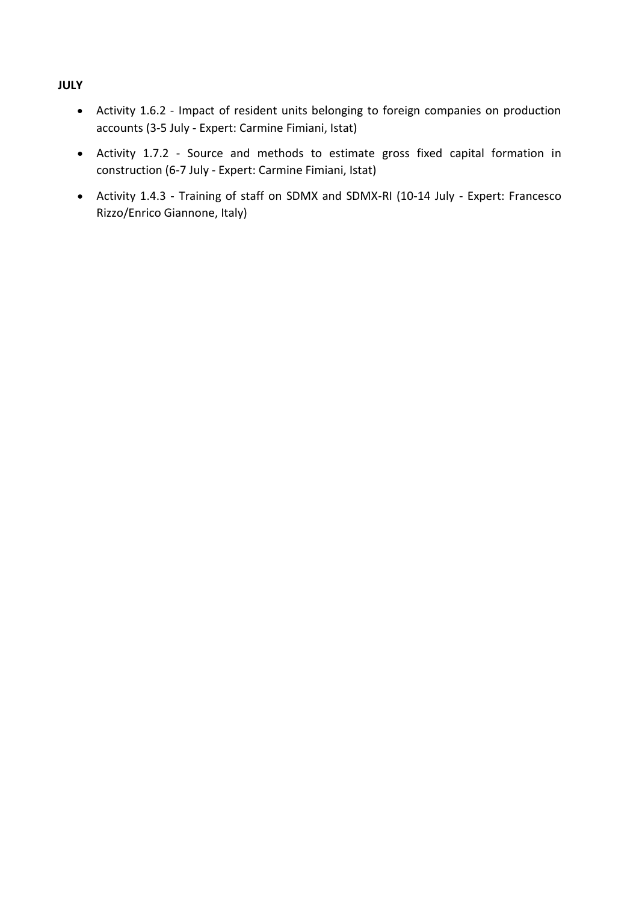**JULY**

- Activity 1.6.2 - Impact of resident units belonging to foreign companies on production accounts (3-5 July - Expert: Carmine Fimiani, Istat)
- Activity 1.7.2 - Source and methods to estimate gross fixed capital formation in construction (6-7 July - Expert: Carmine Fimiani, Istat)
- Activity 1.4.3 - Training of staff on SDMX and SDMX-RI (10-14 July - Expert: Francesco Rizzo/Enrico Giannone, Italy)